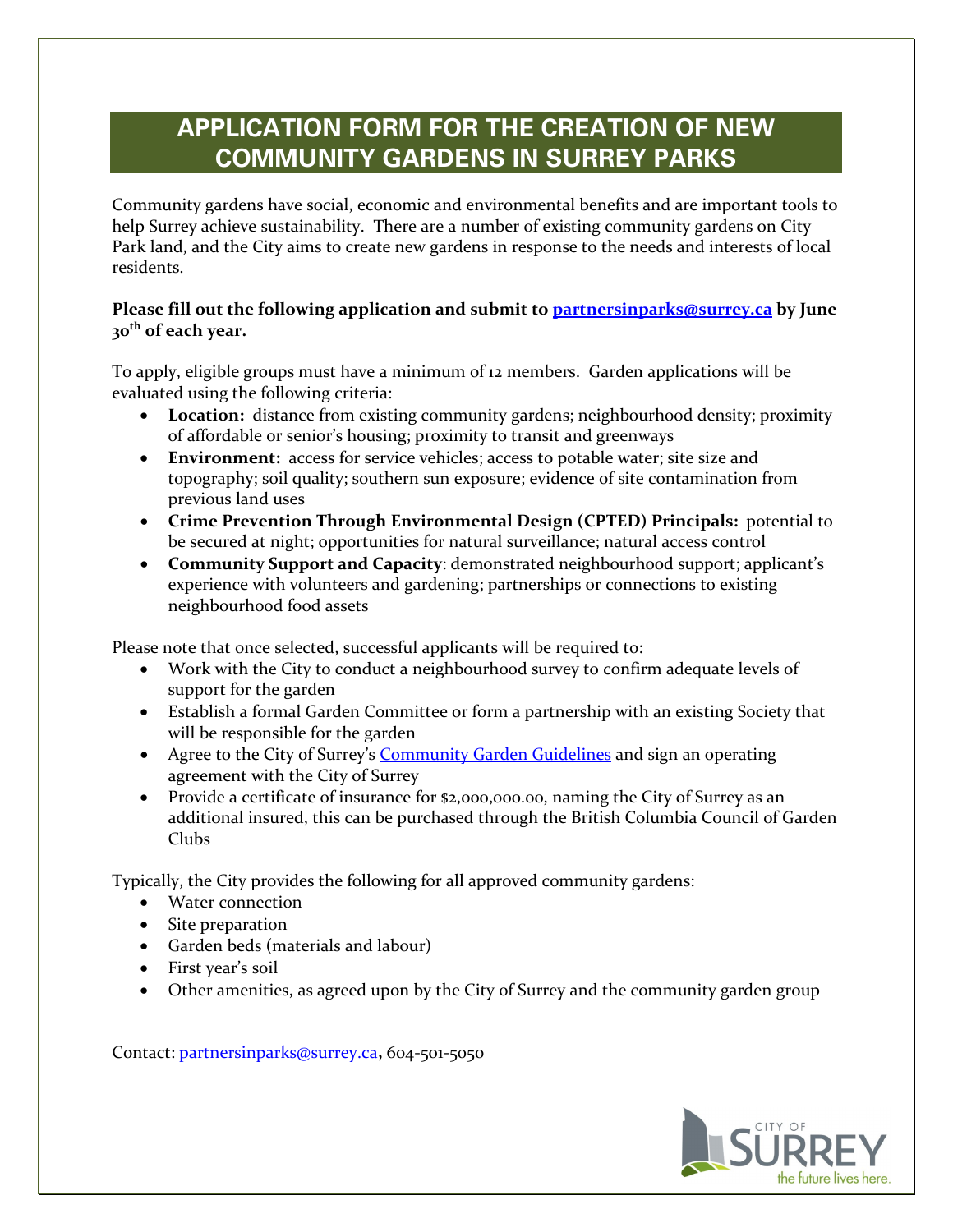# APPLICATION FORM FOR THE CREATION OF NEW COMMUNITY GARDENS IN SURREY PARKS

Community gardens have social, economic and environmental benefits and are important tools to help Surrey achieve sustainability. There are a number of existing community gardens on City Park land, and the City aims to create new gardens in response to the needs and interests of local residents.

**Please fill out the following application and submit to [partnersinparks@surrey.ca](mailto:partnersinparks@surrey.ca) by June 30th of each year.**

To apply, eligible groups must have a minimum of 12 members. Garden applications will be evaluated using the following criteria:

- **Location:** distance from existing community gardens; neighbourhood density; proximity of affordable or senior's housing; proximity to transit and greenways
- **Environment:** access for service vehicles; access to potable water; site size and topography; soil quality; southern sun exposure; evidence of site contamination from previous land uses
- **Crime Prevention Through Environmental Design (CPTED) Principals:** potential to be secured at night; opportunities for natural surveillance; natural access control
- **Community Support and Capacity**: demonstrated neighbourhood support; applicant's experience with volunteers and gardening; partnerships or connections to existing neighbourhood food assets

Please note that once selected, successful applicants will be required to:

- Work with the City to conduct a neighbourhood survey to confirm adequate levels of support for the garden
- Establish a formal Garden Committee or form a partnership with an existing Society that will be responsible for the garden
- Agree to the City of Surrey's Community Garden Guidelines and sign an operating agreement with the City of Surrey
- Provide a certificate of insurance for $2,000,000.00, naming the City of Surrey as an additional insured, this can be purchased through the British Columbia Council of Garden Clubs

Typically, the City provides the following for all approved community gardens:

- Water connection
- Site preparation
- Garden beds (materials and labour)
- First year's soil
- Other amenities, as agreed upon by the City of Surrey and the community garden group

Contact: [partnersinparks@surrey.ca](mailto:partnersinparks@surrey.ca), 604-501-5050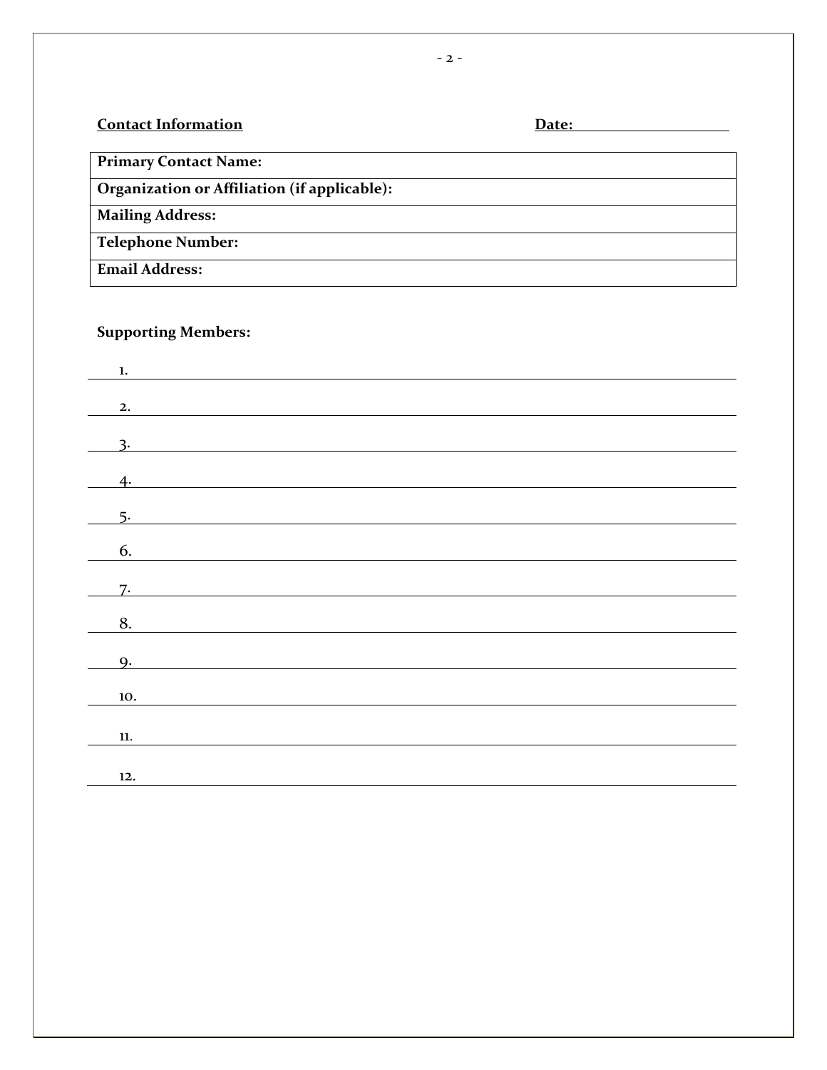**Contact Information** **Date:** ____________________

| Primary Contact Name: |
|---|
| Organization or Affiliation (if applicable): |
| Mailing Address: |
| Telephone Number: |
| Email Address: |

**Supporting Members:**

1. ______________________________________________
2. ______________________________________________
3. ______________________________________________
4. ______________________________________________
5. ______________________________________________
6. ______________________________________________
7. ______________________________________________
8. ______________________________________________
9. ______________________________________________
10. ______________________________________________
11. ______________________________________________
12. ______________________________________________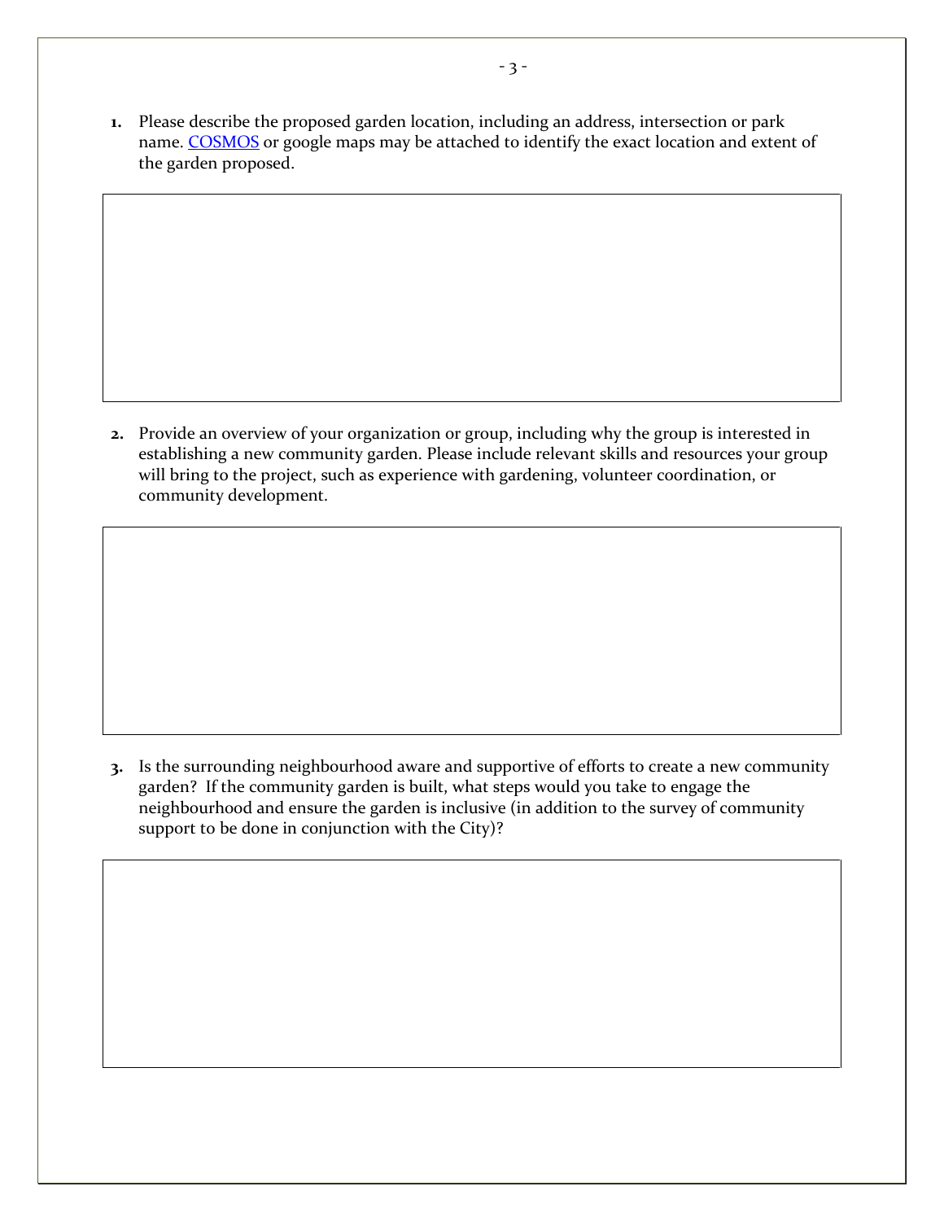1. Please describe the proposed garden location, including an address, intersection or park name. [COSMOS]() or google maps may be attached to identify the exact location and extent of the garden proposed.

2. Provide an overview of your organization or group, including why the group is interested in establishing a new community garden. Please include relevant skills and resources your group will bring to the project, such as experience with gardening, volunteer coordination, or community development.

3. Is the surrounding neighbourhood aware and supportive of efforts to create a new community garden? If the community garden is built, what steps would you take to engage the neighbourhood and ensure the garden is inclusive (in addition to the survey of community support to be done in conjunction with the City)?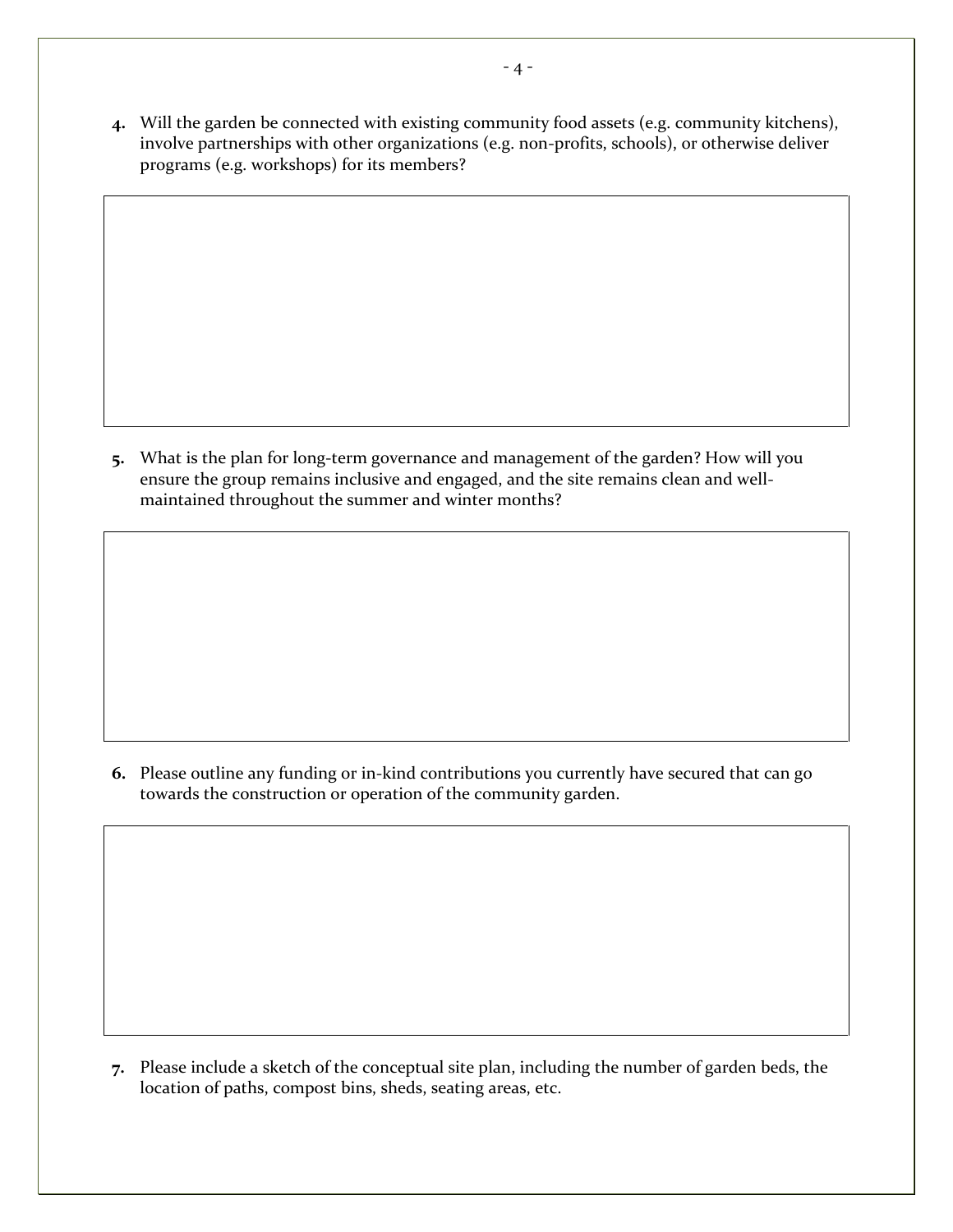4. Will the garden be connected with existing community food assets (e.g. community kitchens), involve partnerships with other organizations (e.g. non-profits, schools), or otherwise deliver programs (e.g. workshops) for its members?

5. What is the plan for long-term governance and management of the garden? How will you ensure the group remains inclusive and engaged, and the site remains clean and well-maintained throughout the summer and winter months?

6. Please outline any funding or in-kind contributions you currently have secured that can go towards the construction or operation of the community garden.

7. Please include a sketch of the conceptual site plan, including the number of garden beds, the location of paths, compost bins, sheds, seating areas, etc.